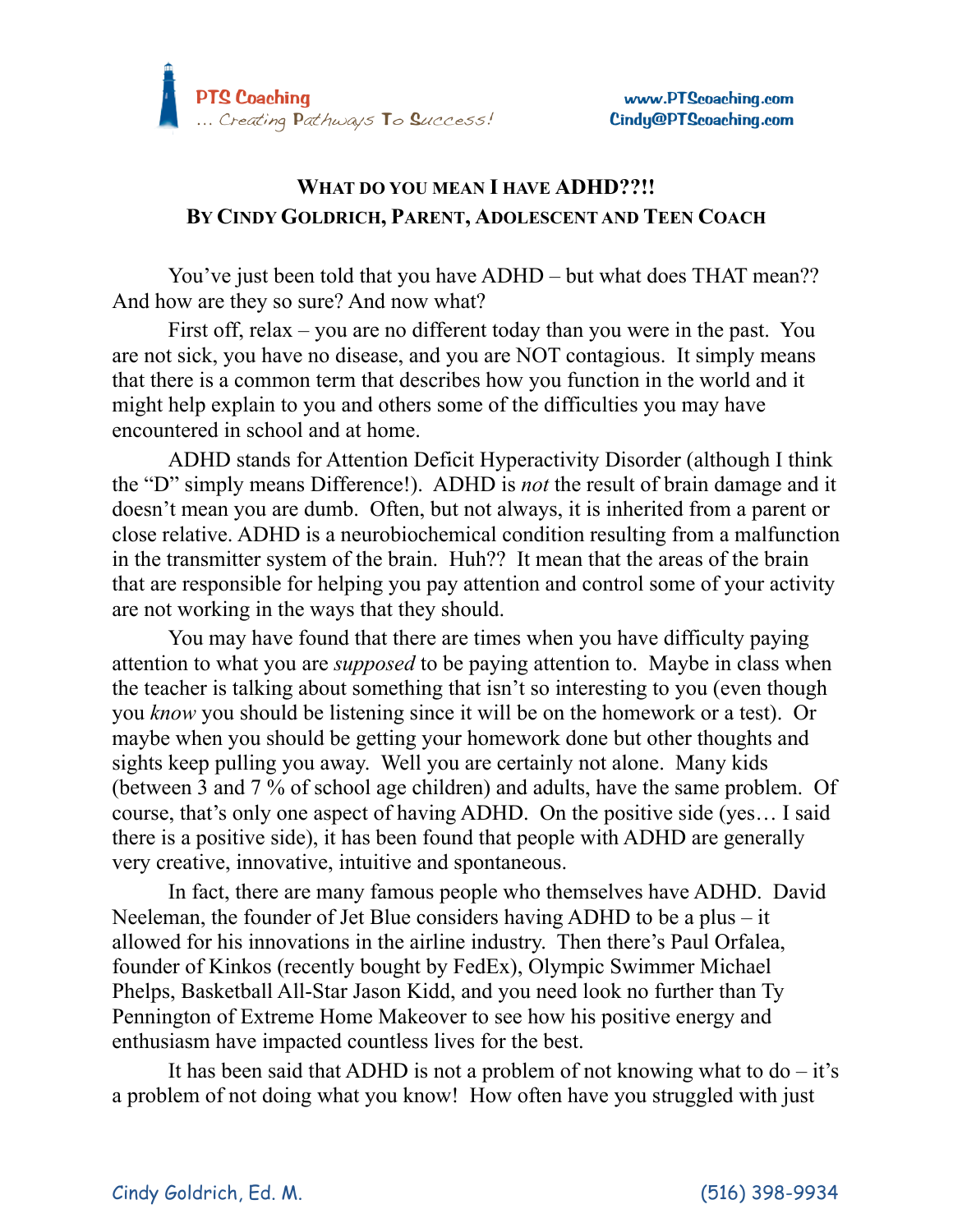PTS Coaching
... Creating Pathways To Success!

www.PTScoaching.com
Cindy@PTScoaching.com

## What do you mean I have ADHD??!!
### By Cindy Goldrich, Parent, Adolescent and Teen Coach

You've just been told that you have ADHD – but what does THAT mean?? And how are they so sure? And now what?

First off, relax – you are no different today than you were in the past. You are not sick, you have no disease, and you are NOT contagious. It simply means that there is a common term that describes how you function in the world and it might help explain to you and others some of the difficulties you may have encountered in school and at home.

ADHD stands for Attention Deficit Hyperactivity Disorder (although I think the "D" simply means Difference!). ADHD is *not* the result of brain damage and it doesn't mean you are dumb. Often, but not always, it is inherited from a parent or close relative. ADHD is a neurobiochemical condition resulting from a malfunction in the transmitter system of the brain. Huh?? It mean that the areas of the brain that are responsible for helping you pay attention and control some of your activity are not working in the ways that they should.

You may have found that there are times when you have difficulty paying attention to what you are *supposed* to be paying attention to. Maybe in class when the teacher is talking about something that isn't so interesting to you (even though you *know* you should be listening since it will be on the homework or a test). Or maybe when you should be getting your homework done but other thoughts and sights keep pulling you away. Well you are certainly not alone. Many kids (between 3 and 7 % of school age children) and adults, have the same problem. Of course, that's only one aspect of having ADHD. On the positive side (yes... I said there is a positive side), it has been found that people with ADHD are generally very creative, innovative, intuitive and spontaneous.

In fact, there are many famous people who themselves have ADHD. David Neeleman, the founder of Jet Blue considers having ADHD to be a plus – it allowed for his innovations in the airline industry. Then there's Paul Orfalea, founder of Kinkos (recently bought by FedEx), Olympic Swimmer Michael Phelps, Basketball All-Star Jason Kidd, and you need look no further than Ty Pennington of Extreme Home Makeover to see how his positive energy and enthusiasm have impacted countless lives for the best.

It has been said that ADHD is not a problem of not knowing what to do – it's a problem of not doing what you know! How often have you struggled with just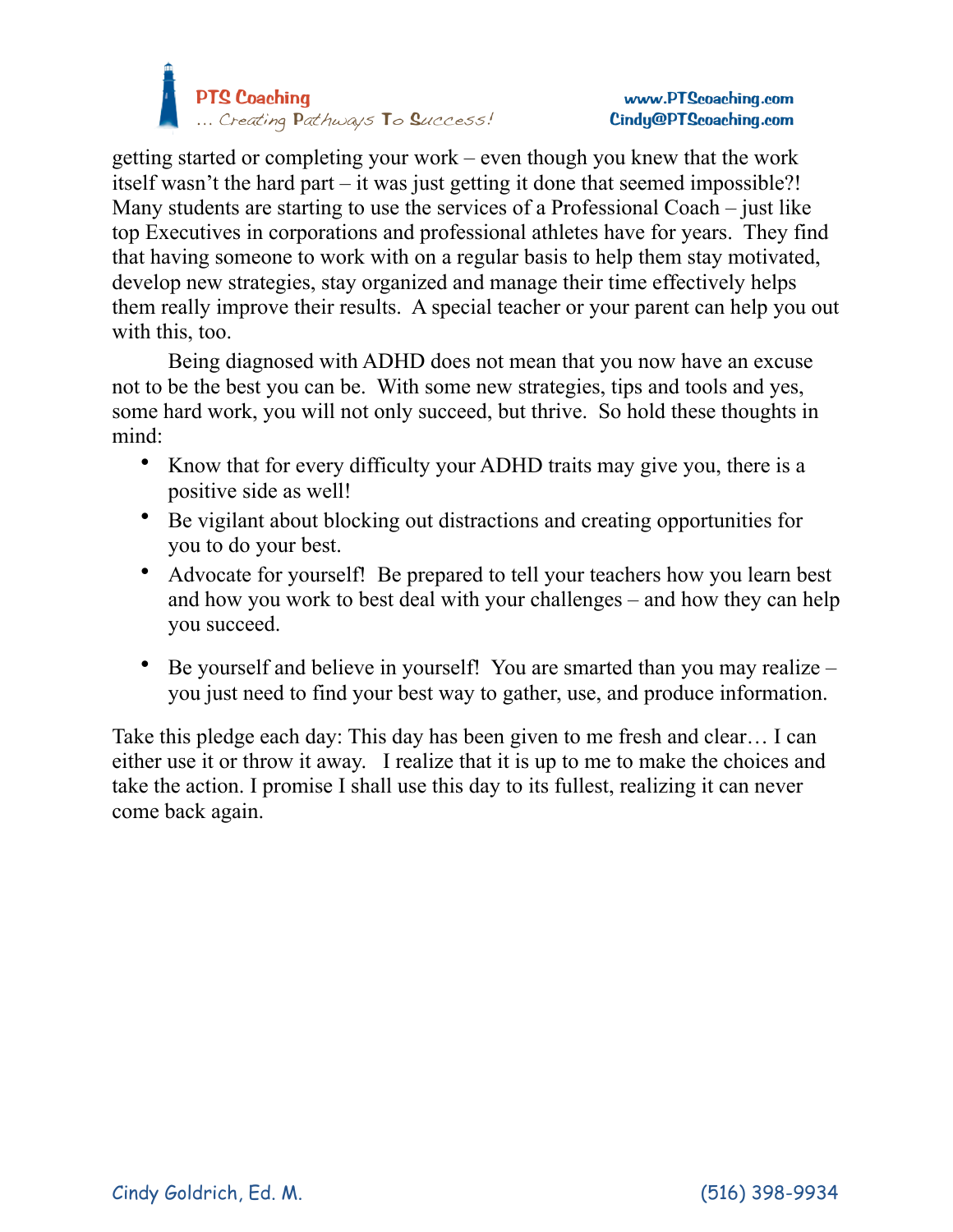getting started or completing your work – even though you knew that the work itself wasn't the hard part – it was just getting it done that seemed impossible?! Many students are starting to use the services of a Professional Coach – just like top Executives in corporations and professional athletes have for years. They find that having someone to work with on a regular basis to help them stay motivated, develop new strategies, stay organized and manage their time effectively helps them really improve their results. A special teacher or your parent can help you out with this, too.

Being diagnosed with ADHD does not mean that you now have an excuse not to be the best you can be. With some new strategies, tips and tools and yes, some hard work, you will not only succeed, but thrive. So hold these thoughts in mind:

- Know that for every difficulty your ADHD traits may give you, there is a positive side as well!
- Be vigilant about blocking out distractions and creating opportunities for you to do your best.
- Advocate for yourself! Be prepared to tell your teachers how you learn best and how you work to best deal with your challenges – and how they can help you succeed.
- Be yourself and believe in yourself! You are smarted than you may realize – you just need to find your best way to gather, use, and produce information.

Take this pledge each day: This day has been given to me fresh and clear… I can either use it or throw it away. I realize that it is up to me to make the choices and take the action. I promise I shall use this day to its fullest, realizing it can never come back again.